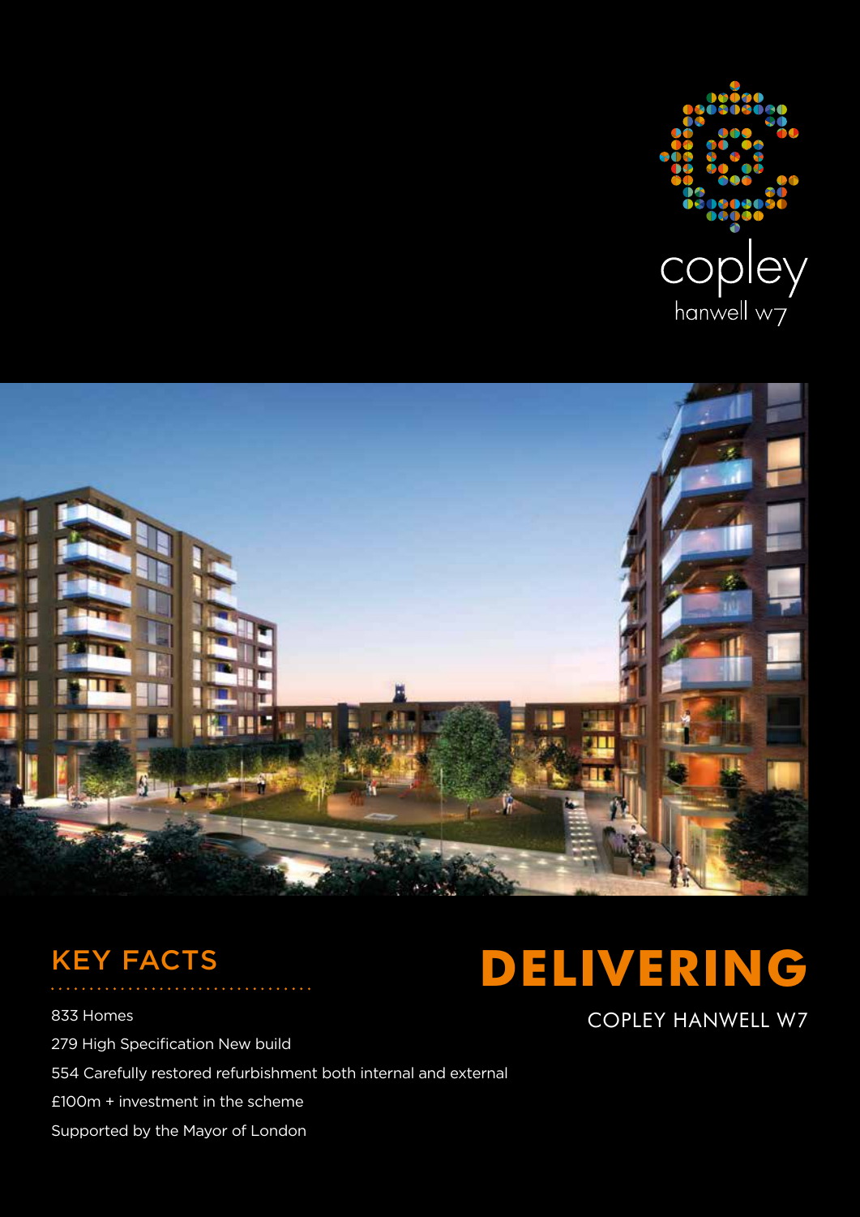copley
hanwell w7

# DELIVERING

COPLEY HANWELL W7

## KEY FACTS

833 Homes

279 High Specification New build

554 Carefully restored refurbishment both internal and external

£100m + investment in the scheme

Supported by the Mayor of London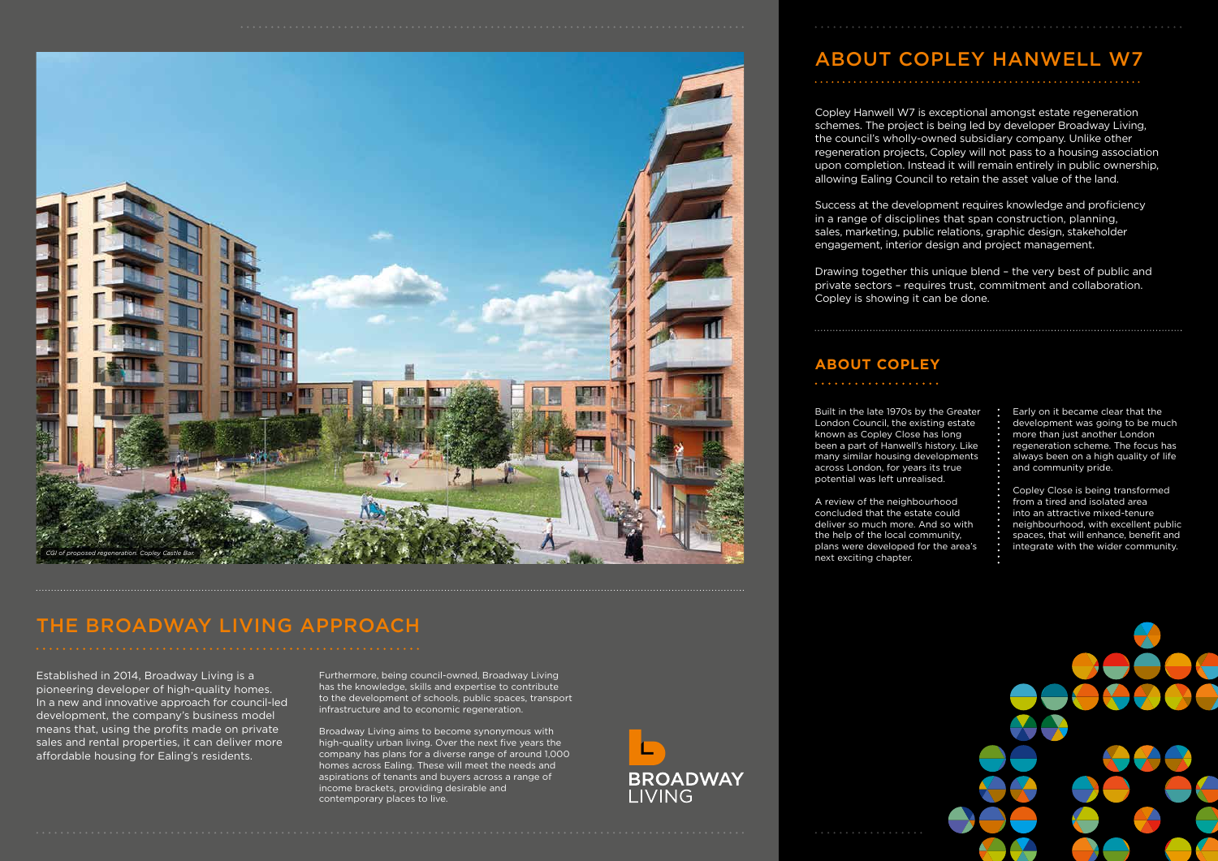*CGI of proposed regeneration, Copley Castle Bar.*

## THE BROADWAY LIVING APPROACH

Established in 2014, Broadway Living is a pioneering developer of high-quality homes. In a new and innovative approach for council-led development, the company's business model means that, using the profits made on private sales and rental properties, it can deliver more affordable housing for Ealing's residents.

Furthermore, being council-owned, Broadway Living has the knowledge, skills and expertise to contribute to the development of schools, public spaces, transport infrastructure and to economic regeneration.

Broadway Living aims to become synonymous with high-quality urban living. Over the next five years the company has plans for a diverse range of around 1,000 homes across Ealing. These will meet the needs and aspirations of tenants and buyers across a range of income brackets, providing desirable and contemporary places to live.

BROADWAY LIVING

## ABOUT COPLEY HANWELL W7

Copley Hanwell W7 is exceptional amongst estate regeneration schemes. The project is being led by developer Broadway Living, the council's wholly-owned subsidiary company. Unlike other regeneration projects, Copley will not pass to a housing association upon completion. Instead it will remain entirely in public ownership, allowing Ealing Council to retain the asset value of the land.

Success at the development requires knowledge and proficiency in a range of disciplines that span construction, planning, sales, marketing, public relations, graphic design, stakeholder engagement, interior design and project management.

Drawing together this unique blend – the very best of public and private sectors – requires trust, commitment and collaboration. Copley is showing it can be done.

### ABOUT COPLEY

Built in the late 1970s by the Greater London Council, the existing estate known as Copley Close has long been a part of Hanwell's history. Like many similar housing developments across London, for years its true potential was left unrealised.

A review of the neighbourhood concluded that the estate could deliver so much more. And so with the help of the local community, plans were developed for the area's next exciting chapter.

Early on it became clear that the development was going to be much more than just another London regeneration scheme. The focus has always been on a high quality of life and community pride.

Copley Close is being transformed from a tired and isolated area into an attractive mixed-tenure neighbourhood, with excellent public spaces, that will enhance, benefit and integrate with the wider community.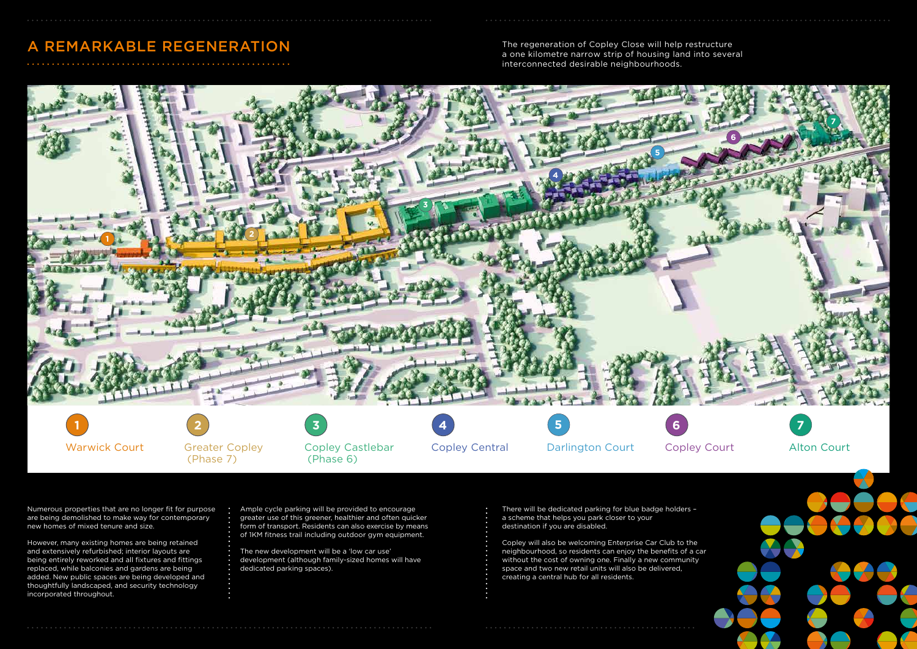# A REMARKABLE REGENERATION

The regeneration of Copley Close will help restructure a one kilometre narrow strip of housing land into several interconnected desirable neighbourhoods.

1. Warwick Court
2. Greater Copley (Phase 7)
3. Copley Castlebar (Phase 6)
4. Copley Central
5. Darlington Court
6. Copley Court
7. Alton Court

Numerous properties that are no longer fit for purpose are being demolished to make way for contemporary new homes of mixed tenure and size.

However, many existing homes are being retained and extensively refurbished; interior layouts are being entirely reworked and all fixtures and fittings replaced, while balconies and gardens are being added. New public spaces are being developed and thoughtfully landscaped, and security technology incorporated throughout.

Ample cycle parking will be provided to encourage greater use of this greener, healthier and often quicker form of transport. Residents can also exercise by means of 1KM fitness trail including outdoor gym equipment.

The new development will be a 'low car use' development (although family-sized homes will have dedicated parking spaces).

There will be dedicated parking for blue badge holders – a scheme that helps you park closer to your destination if you are disabled.

Copley will also be welcoming Enterprise Car Club to the neighbourhood, so residents can enjoy the benefits of a car without the cost of owning one. Finally a new community space and two new retail units will also be delivered, creating a central hub for all residents.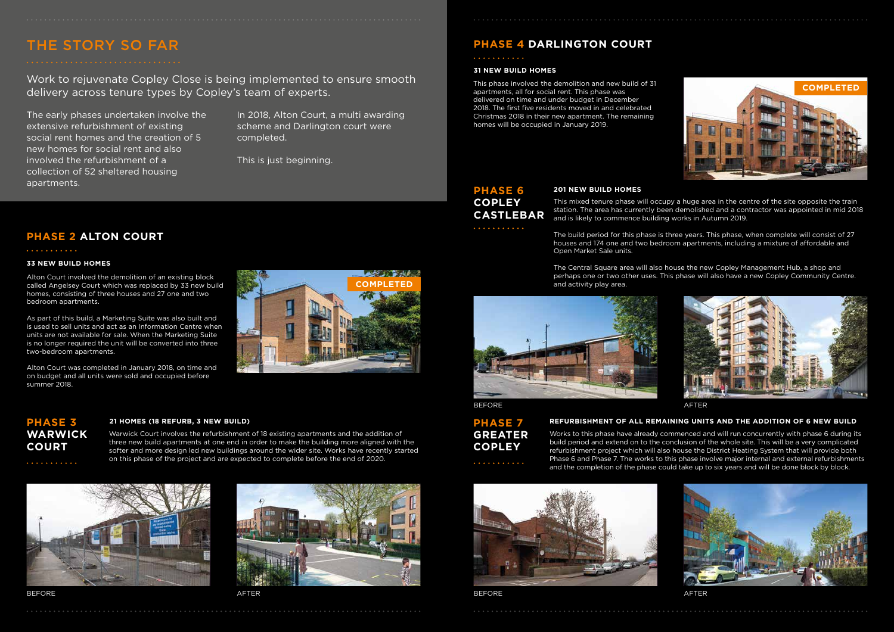# THE STORY SO FAR

Work to rejuvenate Copley Close is being implemented to ensure smooth delivery across tenure types by Copley's team of experts.

The early phases undertaken involve the extensive refurbishment of existing social rent homes and the creation of 5 new homes for social rent and also involved the refurbishment of a collection of 52 sheltered housing apartments.

In 2018, Alton Court, a multi awarding scheme and Darlington court were completed.

This is just beginning.

## PHASE 2 ALTON COURT

**33 NEW BUILD HOMES**

Alton Court involved the demolition of an existing block called Angelsey Court which was replaced by 33 new build homes, consisting of three houses and 27 one and two bedroom apartments.

As part of this build, a Marketing Suite was also built and is used to sell units and act as an Information Centre when units are not available for sale. When the Marketing Suite is no longer required the unit will be converted into three two-bedroom apartments.

Alton Court was completed in January 2018, on time and on budget and all units were sold and occupied before summer 2018.

COMPLETED

## PHASE 3 WARWICK COURT

**21 HOMES (18 REFURB, 3 NEW BUILD)**

Warwick Court involves the refurbishment of 18 existing apartments and the addition of three new build apartments at one end in order to make the building more aligned with the softer and more design led new buildings around the wider site. Works have recently started on this phase of the project and are expected to complete before the end of 2020.

BEFORE

AFTER

## PHASE 4 DARLINGTON COURT

**31 NEW BUILD HOMES**

This phase involved the demolition and new build of 31 apartments, all for social rent. This phase was delivered on time and under budget in December 2018. The first five residents moved in and celebrated Christmas 2018 in their new apartment. The remaining homes will be occupied in January 2019.

COMPLETED

## PHASE 6 COPLEY CASTLEBAR

**201 NEW BUILD HOMES**

This mixed tenure phase will occupy a huge area in the centre of the site opposite the train station. The area has currently been demolished and a contractor was appointed in mid 2018 and is likely to commence building works in Autumn 2019.

The build period for this phase is three years. This phase, when complete will consist of 27 houses and 174 one and two bedroom apartments, including a mixture of affordable and Open Market Sale units.

The Central Square area will also house the new Copley Management Hub, a shop and perhaps one or two other uses. This phase will also have a new Copley Community Centre. and activity play area.

BEFORE

AFTER

## PHASE 7 GREATER COPLEY

**REFURBISHMENT OF ALL REMAINING UNITS AND THE ADDITION OF 6 NEW BUILD**

Works to this phase have already commenced and will run concurrently with phase 6 during its build period and extend on to the conclusion of the whole site. This will be a very complicated refurbishment project which will also house the District Heating System that will provide both Phase 6 and Phase 7. The works to this phase involve major internal and external refurbishments and the completion of the phase could take up to six years and will be done block by block.

BEFORE

AFTER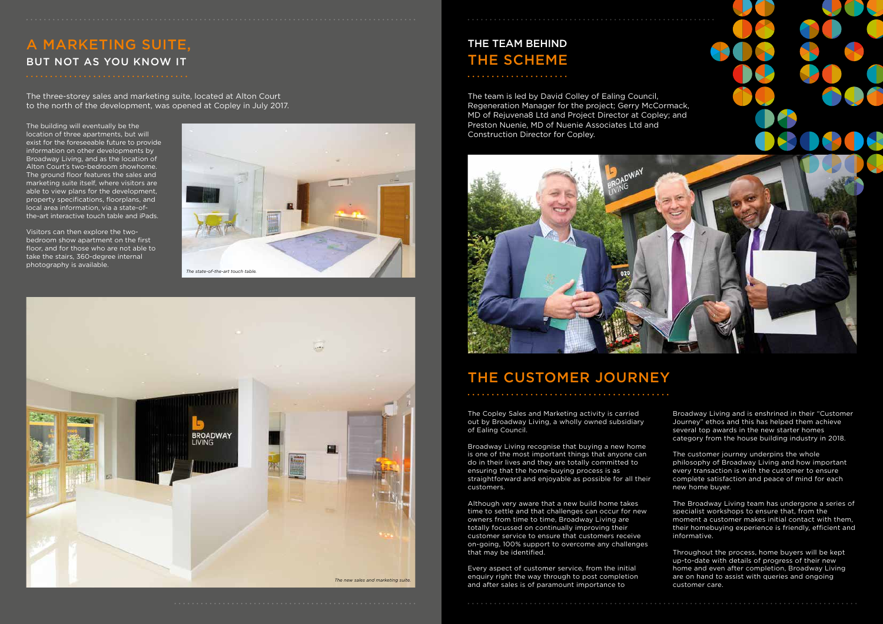# A MARKETING SUITE,
## BUT NOT AS YOU KNOW IT

The three-storey sales and marketing suite, located at Alton Court to the north of the development, was opened at Copley in July 2017.

The building will eventually be the location of three apartments, but will exist for the foreseeable future to provide information on other developments by Broadway Living, and as the location of Alton Court's two-bedroom showhome. The ground floor features the sales and marketing suite itself, where visitors are able to view plans for the development, property specifications, floorplans, and local area information, via a state-of-the-art interactive touch table and iPads.

Visitors can then explore the two-bedroom show apartment on the first floor, and for those who are not able to take the stairs, 360-degree internal photography is available.

*The state-of-the-art touch table.*

*The new sales and marketing suite.*

## THE TEAM BEHIND
# THE SCHEME

The team is led by David Colley of Ealing Council, Regeneration Manager for the project; Gerry McCormack, MD of Rejuvena8 Ltd and Project Director at Copley; and Preston Nuenie, MD of Nuenie Associates Ltd and Construction Director for Copley.

# THE CUSTOMER JOURNEY

The Copley Sales and Marketing activity is carried out by Broadway Living, a wholly owned subsidiary of Ealing Council.

Broadway Living recognise that buying a new home is one of the most important things that anyone can do in their lives and they are totally committed to ensuring that the home-buying process is as straightforward and enjoyable as possible for all their customers.

Although very aware that a new build home takes time to settle and that challenges can occur for new owners from time to time, Broadway Living are totally focussed on continually improving their customer service to ensure that customers receive on-going, 100% support to overcome any challenges that may be identified.

Every aspect of customer service, from the initial enquiry right the way through to post completion and after sales is of paramount importance to Broadway Living and is enshrined in their "Customer Journey" ethos and this has helped them achieve several top awards in the new starter homes category from the house building industry in 2018.

The customer journey underpins the whole philosophy of Broadway Living and how important every transaction is with the customer to ensure complete satisfaction and peace of mind for each new home buyer.

The Broadway Living team has undergone a series of specialist workshops to ensure that, from the moment a customer makes initial contact with them, their homebuying experience is friendly, efficient and informative.

Throughout the process, home buyers will be kept up-to-date with details of progress of their new home and even after completion, Broadway Living are on hand to assist with queries and ongoing customer care.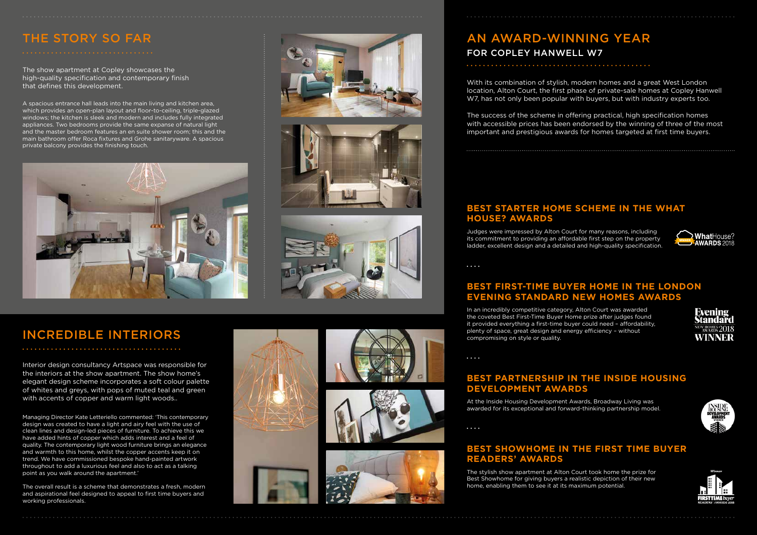## THE STORY SO FAR

The show apartment at Copley showcases the high-quality specification and contemporary finish that defines this development.

A spacious entrance hall leads into the main living and kitchen area, which provides an open-plan layout and floor-to-ceiling, triple-glazed windows; the kitchen is sleek and modern and includes fully integrated appliances. Two bedrooms provide the same expanse of natural light and the master bedroom features an en suite shower room; this and the main bathroom offer Roca fixtures and Grohe sanitaryware. A spacious private balcony provides the finishing touch.

## INCREDIBLE INTERIORS

Interior design consultancy Artspace was responsible for the interiors at the show apartment. The show home's elegant design scheme incorporates a soft colour palette of whites and greys, with pops of muted teal and green with accents of copper and warm light woods..

Managing Director Kate Letteriello commented: 'This contemporary design was created to have a light and airy feel with the use of clean lines and design-led pieces of furniture. To achieve this we have added hints of copper which adds interest and a feel of quality. The contemporary light wood furniture brings an elegance and warmth to this home, whilst the copper accents keep it on trend. We have commissioned bespoke hand-painted artwork throughout to add a luxurious feel and also to act as a talking point as you walk around the apartment.'

The overall result is a scheme that demonstrates a fresh, modern and aspirational feel designed to appeal to first time buyers and working professionals.

## AN AWARD-WINNING YEAR

### FOR COPLEY HANWELL W7

With its combination of stylish, modern homes and a great West London location, Alton Court, the first phase of private-sale homes at Copley Hanwell W7, has not only been popular with buyers, but with industry experts too.

The success of the scheme in offering practical, high specification homes with accessible prices has been endorsed by the winning of three of the most important and prestigious awards for homes targeted at first time buyers.

### BEST STARTER HOME SCHEME IN THE WHAT HOUSE? AWARDS

Judges were impressed by Alton Court for many reasons, including its commitment to providing an affordable first step on the property ladder, excellent design and a detailed and high-quality specification.

WhatHouse? AWARDS 2018 WINNER

### BEST FIRST-TIME BUYER HOME IN THE LONDON EVENING STANDARD NEW HOMES AWARDS

In an incredibly competitive category, Alton Court was awarded the coveted Best First-Time Buyer Home prize after judges found it provided everything a first-time buyer could need – affordability, plenty of space, great design and energy efficiency – without compromising on style or quality.

Evening Standard NEW HOMES AWARDS 2018 WINNER

### BEST PARTNERSHIP IN THE INSIDE HOUSING DEVELOPMENT AWARDS

At the Inside Housing Development Awards, Broadway Living was awarded for its exceptional and forward-thinking partnership model.

INSIDE HOUSING DEVELOPMENT AWARDS WINNER

### BEST SHOWHOME IN THE FIRST TIME BUYER READERS' AWARDS

The stylish show apartment at Alton Court took home the prize for Best Showhome for giving buyers a realistic depiction of their new home, enabling them to see it at its maximum potential.

Winner FIRSTTIME buyer READERS' AWARDS 2018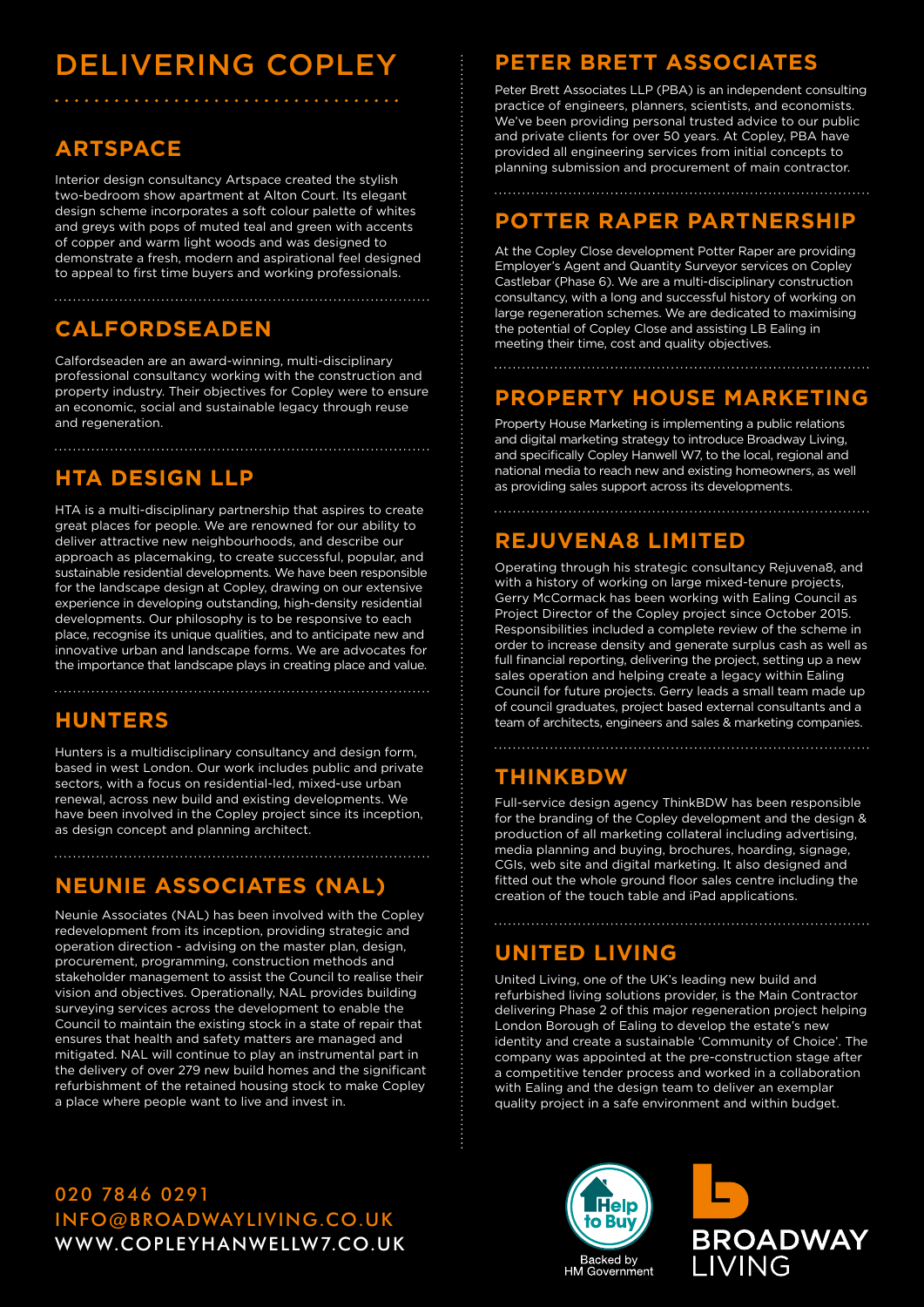# DELIVERING COPLEY

## ARTSPACE

Interior design consultancy Artspace created the stylish two-bedroom show apartment at Alton Court. Its elegant design scheme incorporates a soft colour palette of whites and greys with pops of muted teal and green with accents of copper and warm light woods and was designed to demonstrate a fresh, modern and aspirational feel designed to appeal to first time buyers and working professionals.

## CALFORDSEADEN

Calfordseaden are an award-winning, multi-disciplinary professional consultancy working with the construction and property industry. Their objectives for Copley were to ensure an economic, social and sustainable legacy through reuse and regeneration.

## HTA DESIGN LLP

HTA is a multi-disciplinary partnership that aspires to create great places for people. We are renowned for our ability to deliver attractive new neighbourhoods, and describe our approach as placemaking, to create successful, popular, and sustainable residential developments. We have been responsible for the landscape design at Copley, drawing on our extensive experience in developing outstanding, high-density residential developments. Our philosophy is to be responsive to each place, recognise its unique qualities, and to anticipate new and innovative urban and landscape forms. We are advocates for the importance that landscape plays in creating place and value.

## HUNTERS

Hunters is a multidisciplinary consultancy and design form, based in west London. Our work includes public and private sectors, with a focus on residential-led, mixed-use urban renewal, across new build and existing developments. We have been involved in the Copley project since its inception, as design concept and planning architect.

## NEUNIE ASSOCIATES (NAL)

Neunie Associates (NAL) has been involved with the Copley redevelopment from its inception, providing strategic and operation direction - advising on the master plan, design, procurement, programming, construction methods and stakeholder management to assist the Council to realise their vision and objectives. Operationally, NAL provides building surveying services across the development to enable the Council to maintain the existing stock in a state of repair that ensures that health and safety matters are managed and mitigated. NAL will continue to play an instrumental part in the delivery of over 279 new build homes and the significant refurbishment of the retained housing stock to make Copley a place where people want to live and invest in.

## PETER BRETT ASSOCIATES

Peter Brett Associates LLP (PBA) is an independent consulting practice of engineers, planners, scientists, and economists. We've been providing personal trusted advice to our public and private clients for over 50 years. At Copley, PBA have provided all engineering services from initial concepts to planning submission and procurement of main contractor.

## POTTER RAPER PARTNERSHIP

At the Copley Close development Potter Raper are providing Employer's Agent and Quantity Surveyor services on Copley Castlebar (Phase 6). We are a multi-disciplinary construction consultancy, with a long and successful history of working on large regeneration schemes. We are dedicated to maximising the potential of Copley Close and assisting LB Ealing in meeting their time, cost and quality objectives.

## PROPERTY HOUSE MARKETING

Property House Marketing is implementing a public relations and digital marketing strategy to introduce Broadway Living, and specifically Copley Hanwell W7, to the local, regional and national media to reach new and existing homeowners, as well as providing sales support across its developments.

## REJUVENA8 LIMITED

Operating through his strategic consultancy Rejuvena8, and with a history of working on large mixed-tenure projects, Gerry McCormack has been working with Ealing Council as Project Director of the Copley project since October 2015. Responsibilities included a complete review of the scheme in order to increase density and generate surplus cash as well as full financial reporting, delivering the project, setting up a new sales operation and helping create a legacy within Ealing Council for future projects. Gerry leads a small team made up of council graduates, project based external consultants and a team of architects, engineers and sales & marketing companies.

## THINKBDW

Full-service design agency ThinkBDW has been responsible for the branding of the Copley development and the design & production of all marketing collateral including advertising, media planning and buying, brochures, hoarding, signage, CGIs, web site and digital marketing. It also designed and fitted out the whole ground floor sales centre including the creation of the touch table and iPad applications.

## UNITED LIVING

United Living, one of the UK's leading new build and refurbished living solutions provider, is the Main Contractor delivering Phase 2 of this major regeneration project helping London Borough of Ealing to develop the estate's new identity and create a sustainable 'Community of Choice'. The company was appointed at the pre-construction stage after a competitive tender process and worked in a collaboration with Ealing and the design team to deliver an exemplar quality project in a safe environment and within budget.

020 7846 0291
INFO@BROADWAYLIVING.CO.UK
WWW.COPLEYHANWELLW7.CO.UK

Help to Buy
Backed by HM Government

BROADWAY LIVING